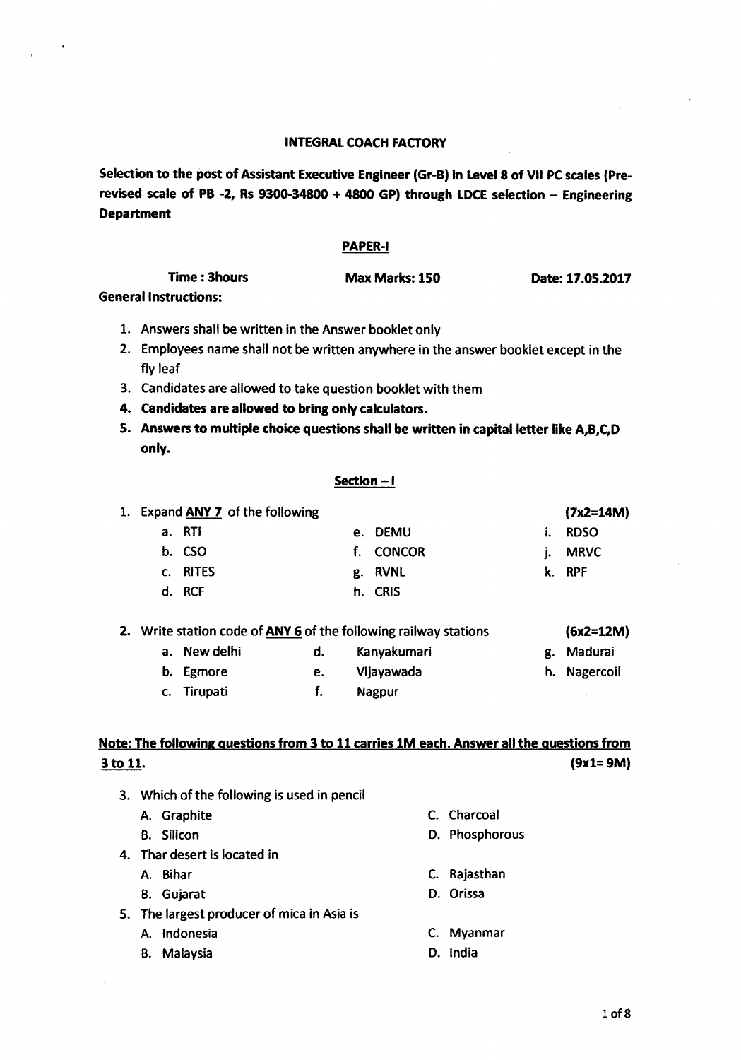**INTEGRAL COACH FACTORY**

**Selection to the post of Assistant Executive Engineer (Gr-B) in Level 8 of VII PC scales (Pre-revised scale of PB -2, Rs 9300-34800 + 4800 GP) through LDCE selection – Engineering Department**

**PAPER-I**

**Time : 3hours** **Max Marks: 150** **Date: 17.05.2017**

**General Instructions:**

1. Answers shall be written in the Answer booklet only
2. Employees name shall not be written anywhere in the answer booklet except in the fly leaf
3. Candidates are allowed to take question booklet with them
4. **Candidates are allowed to bring only calculators.**
5. **Answers to multiple choice questions shall be written in capital letter like A,B,C,D only.**

**Section – I**

1. Expand **ANY 7** of the following **(7x2=14M)**
   - a. RTI
   - b. CSO
   - c. RITES
   - d. RCF
   - e. DEMU
   - f. CONCOR
   - g. RVNL
   - h. CRIS
   - i. RDSO
   - j. MRVC
   - k. RPF

2. Write station code of **ANY 6** of the following railway stations **(6x2=12M)**
   - a. New delhi
   - b. Egmore
   - c. Tirupati
   - d. Kanyakumari
   - e. Vijayawada
   - f. Nagpur
   - g. Madurai
   - h. Nagercoil

**Note: The following questions from 3 to 11 carries 1M each. Answer all the questions from 3 to 11.** **(9x1= 9M)**

3. Which of the following is used in pencil
   - A. Graphite
   - B. Silicon
   - C. Charcoal
   - D. Phosphorous
4. Thar desert is located in
   - A. Bihar
   - B. Gujarat
   - C. Rajasthan
   - D. Orissa
5. The largest producer of mica in Asia is
   - A. Indonesia
   - B. Malaysia
   - C. Myanmar
   - D. India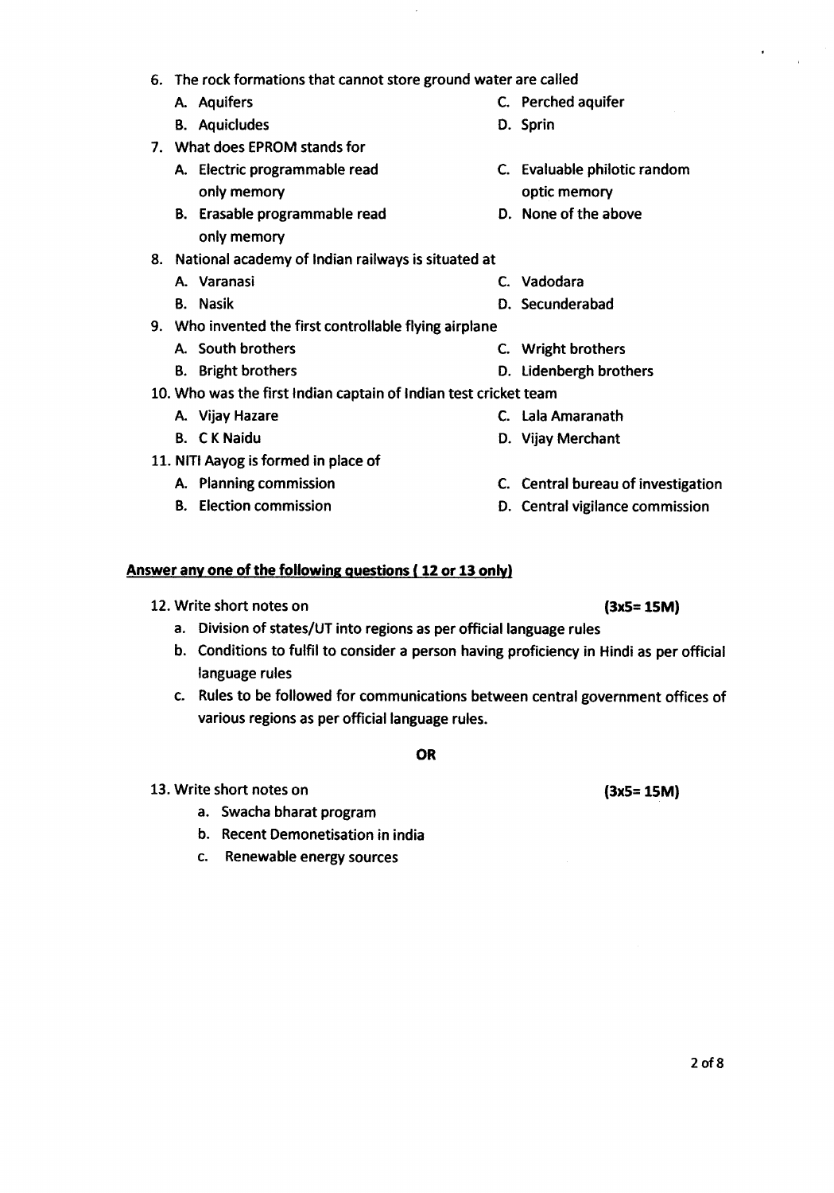6. The rock formations that cannot store ground water are called
   - A. Aquifers
   - B. Aquicludes
   - C. Perched aquifer
   - D. Sprin
7. What does EPROM stands for
   - A. Electric programmable read only memory
   - B. Erasable programmable read only memory
   - C. Evaluable philotic random optic memory
   - D. None of the above
8. National academy of Indian railways is situated at
   - A. Varanasi
   - B. Nasik
   - C. Vadodara
   - D. Secunderabad
9. Who invented the first controllable flying airplane
   - A. South brothers
   - B. Bright brothers
   - C. Wright brothers
   - D. Lidenbergh brothers
10. Who was the first Indian captain of Indian test cricket team
    - A. Vijay Hazare
    - B. C K Naidu
    - C. Lala Amaranath
    - D. Vijay Merchant
11. NITI Aayog is formed in place of
    - A. Planning commission
    - B. Election commission
    - C. Central bureau of investigation
    - D. Central vigilance commission

**Answer any one of the following questions ( 12 or 13 only)**

12. Write short notes on **(3x5= 15M)**
    - a. Division of states/UT into regions as per official language rules
    - b. Conditions to fulfil to consider a person having proficiency in Hindi as per official language rules
    - c. Rules to be followed for communications between central government offices of various regions as per official language rules.

**OR**

13. Write short notes on **(3x5= 15M)**
    - a. Swacha bharat program
    - b. Recent Demonetisation in india
    - c. Renewable energy sources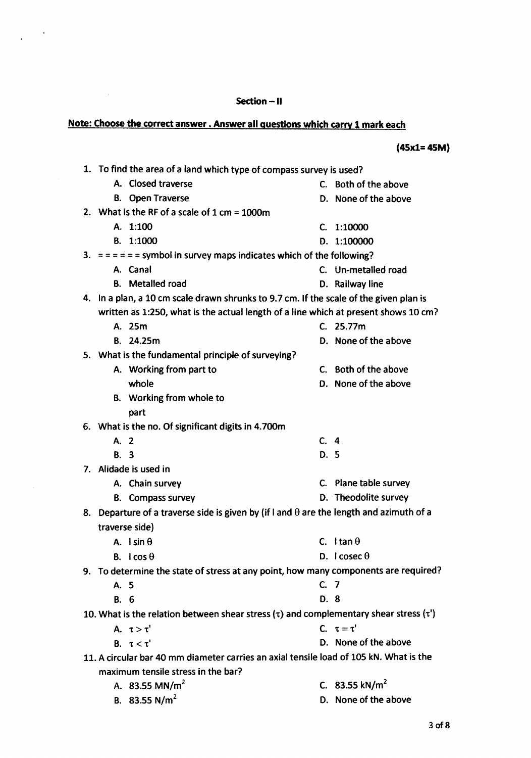## Section – II

**Note: Choose the correct answer . Answer all questions which carry 1 mark each**

**(45x1= 45M)**

1. To find the area of a land which type of compass survey is used?
   - A. Closed traverse
   - B. Open Traverse
   - C. Both of the above
   - D. None of the above
2. What is the RF of a scale of 1 cm = 1000m
   - A. 1:100
   - B. 1:1000
   - C. 1:10000
   - D. 1:100000
3. = = = = = = symbol in survey maps indicates which of the following?
   - A. Canal
   - B. Metalled road
   - C. Un-metalled road
   - D. Railway line
4. In a plan, a 10 cm scale drawn shrunks to 9.7 cm. If the scale of the given plan is written as 1:250, what is the actual length of a line which at present shows 10 cm?
   - A. 25m
   - B. 24.25m
   - C. 25.77m
   - D. None of the above
5. What is the fundamental principle of surveying?
   - A. Working from part to whole
   - B. Working from whole to part
   - C. Both of the above
   - D. None of the above
6. What is the no. Of significant digits in 4.700m
   - A. 2
   - B. 3
   - C. 4
   - D. 5
7. Alidade is used in
   - A. Chain survey
   - B. Compass survey
   - C. Plane table survey
   - D. Theodolite survey
8. Departure of a traverse side is given by (if l and $\theta$ are the length and azimuth of a traverse side)
   - A. $l \sin \theta$
   - B. $l \cos \theta$
   - C. $l \tan \theta$
   - D. $l \operatorname{cosec} \theta$
9. To determine the state of stress at any point, how many components are required?
   - A. 5
   - B. 6
   - C. 7
   - D. 8
10. What is the relation between shear stress ($\tau$) and complementary shear stress ($\tau'$)
    - A. $\tau > \tau'$
    - B. $\tau < \tau'$
    - C. $\tau = \tau'$
    - D. None of the above
11. A circular bar 40 mm diameter carries an axial tensile load of 105 kN. What is the maximum tensile stress in the bar?
    - A. 83.55 $MN/m^2$
    - B. 83.55 $N/m^2$
    - C. 83.55 $kN/m^2$
    - D. None of the above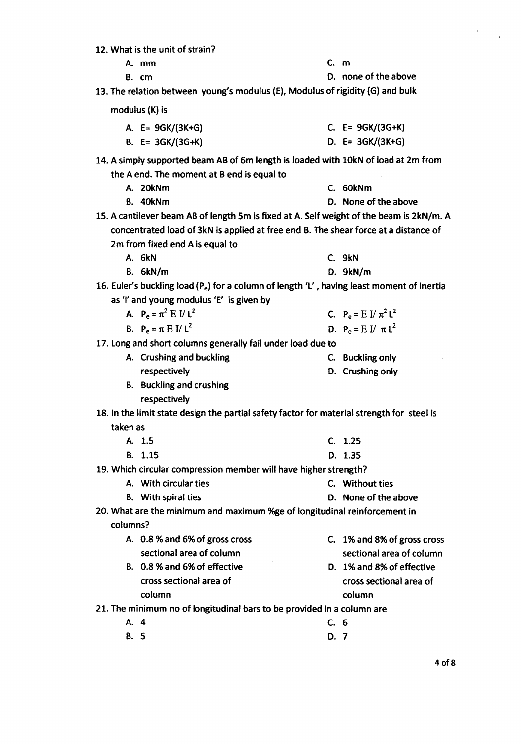12. What is the unit of strain?

    A. mm
    B. cm
    C. m
    D. none of the above

13. The relation between young's modulus (E), Modulus of rigidity (G) and bulk modulus (K) is

    A. E= 9GK/(3K+G)
    B. E= 3GK/(3G+K)
    C. E= 9GK/(3G+K)
    D. E= 3GK/(3K+G)

14. A simply supported beam AB of 6m length is loaded with 10kN of load at 2m from the A end. The moment at B end is equal to

    A. 20kNm
    B. 40kNm
    C. 60kNm
    D. None of the above

15. A cantilever beam AB of length 5m is fixed at A. Self weight of the beam is 2kN/m. A concentrated load of 3kN is applied at free end B. The shear force at a distance of 2m from fixed end A is equal to

    A. 6kN
    B. 6kN/m
    C. 9kN
    D. 9kN/m

16. Euler's buckling load ($P_e$) for a column of length 'L', having least moment of inertia as 'I' and young modulus 'E' is given by

    A. $P_e = \pi^2 E I / L^2$
    B. $P_e = \pi E I / L^2$
    C. $P_e = E I / \pi^2 L^2$
    D. $P_e = E I / \pi L^2$

17. Long and short columns generally fail under load due to

    A. Crushing and buckling respectively
    B. Buckling and crushing respectively
    C. Buckling only
    D. Crushing only

18. In the limit state design the partial safety factor for material strength for steel is taken as

    A. 1.5
    B. 1.15
    C. 1.25
    D. 1.35

19. Which circular compression member will have higher strength?

    A. With circular ties
    B. With spiral ties
    C. Without ties
    D. None of the above

20. What are the minimum and maximum %ge of longitudinal reinforcement in columns?

    A. 0.8 % and 6% of gross cross sectional area of column
    B. 0.8 % and 6% of effective cross sectional area of column
    C. 1% and 8% of gross cross sectional area of column
    D. 1% and 8% of effective cross sectional area of column

21. The minimum no of longitudinal bars to be provided in a column are

    A. 4
    B. 5
    C. 6
    D. 7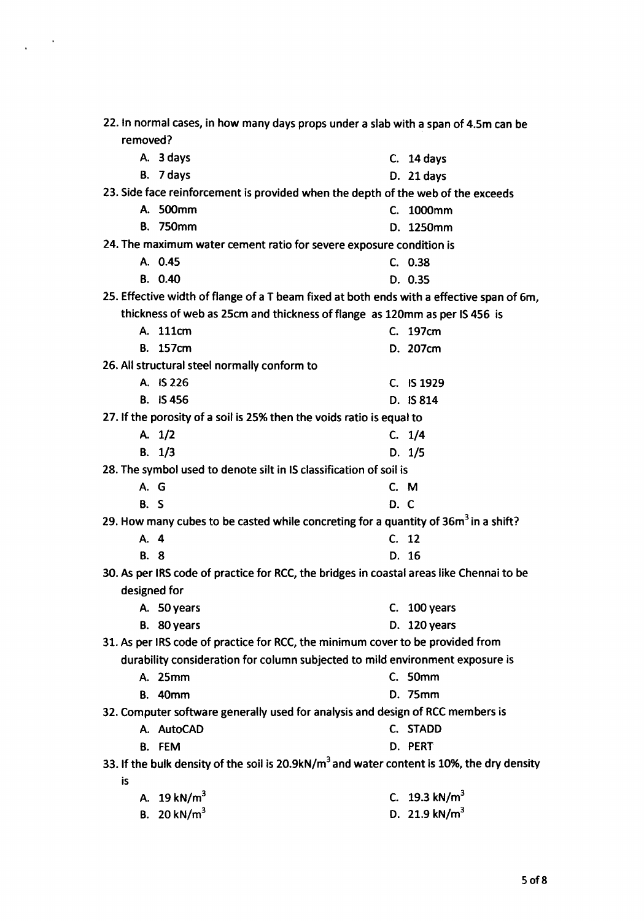22. In normal cases, in how many days props under a slab with a span of 4.5m can be removed?
    - A. 3 days
    - B. 7 days
    - C. 14 days
    - D. 21 days

23. Side face reinforcement is provided when the depth of the web of the exceeds
    - A. 500mm
    - B. 750mm
    - C. 1000mm
    - D. 1250mm

24. The maximum water cement ratio for severe exposure condition is
    - A. 0.45
    - B. 0.40
    - C. 0.38
    - D. 0.35

25. Effective width of flange of a T beam fixed at both ends with a effective span of 6m, thickness of web as 25cm and thickness of flange as 120mm as per IS 456 is
    - A. 111cm
    - B. 157cm
    - C. 197cm
    - D. 207cm

26. All structural steel normally conform to
    - A. IS 226
    - B. IS 456
    - C. IS 1929
    - D. IS 814

27. If the porosity of a soil is 25% then the voids ratio is equal to
    - A. 1/2
    - B. 1/3
    - C. 1/4
    - D. 1/5

28. The symbol used to denote silt in IS classification of soil is
    - A. G
    - B. S
    - C. M
    - D. C

29. How many cubes to be casted while concreting for a quantity of 36m$^3$ in a shift?
    - A. 4
    - B. 8
    - C. 12
    - D. 16

30. As per IRS code of practice for RCC, the bridges in coastal areas like Chennai to be designed for
    - A. 50 years
    - B. 80 years
    - C. 100 years
    - D. 120 years

31. As per IRS code of practice for RCC, the minimum cover to be provided from durability consideration for column subjected to mild environment exposure is
    - A. 25mm
    - B. 40mm
    - C. 50mm
    - D. 75mm

32. Computer software generally used for analysis and design of RCC members is
    - A. AutoCAD
    - B. FEM
    - C. STADD
    - D. PERT

33. If the bulk density of the soil is 20.9kN/m$^3$ and water content is 10%, the dry density is
    - A. 19 kN/m$^3$
    - B. 20 kN/m$^3$
    - C. 19.3 kN/m$^3$
    - D. 21.9 kN/m$^3$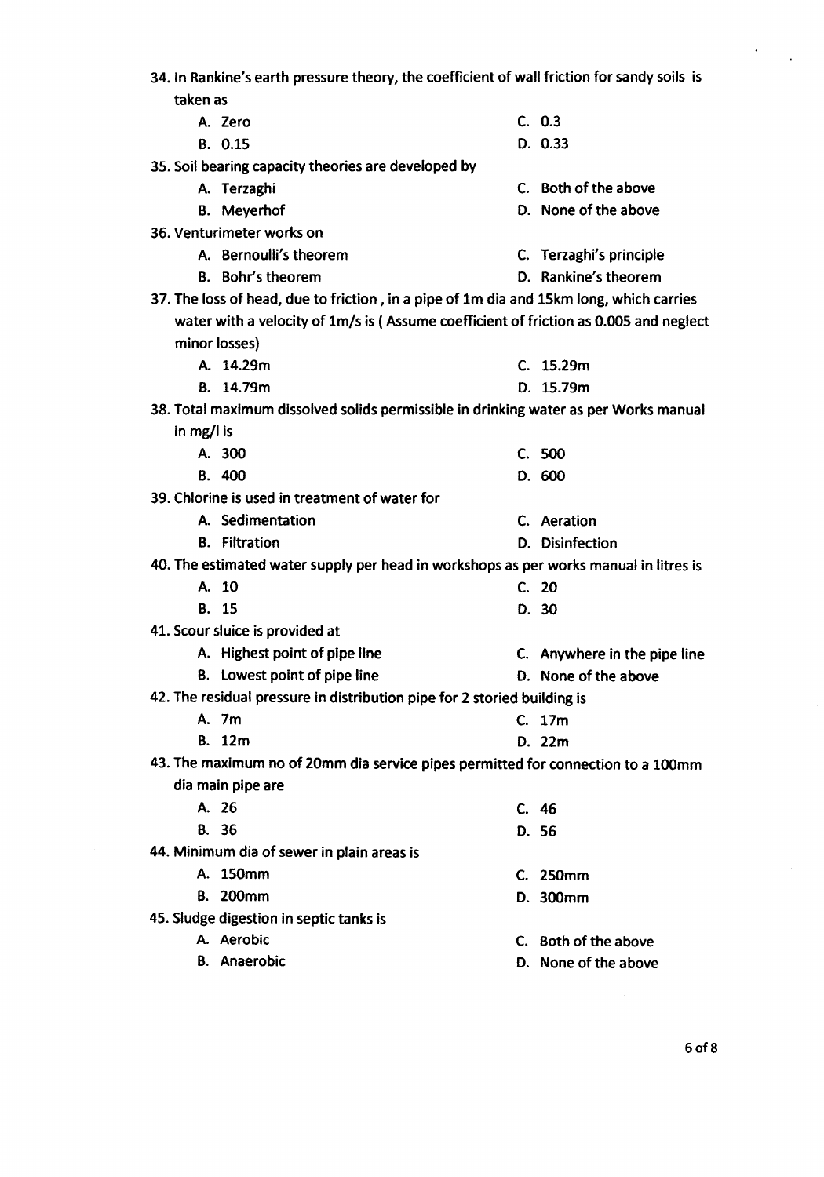34. In Rankine's earth pressure theory, the coefficient of wall friction for sandy soils is taken as
    - A. Zero
    - B. 0.15
    - C. 0.3
    - D. 0.33

35. Soil bearing capacity theories are developed by
    - A. Terzaghi
    - B. Meyerhof
    - C. Both of the above
    - D. None of the above

36. Venturimeter works on
    - A. Bernoulli's theorem
    - B. Bohr's theorem
    - C. Terzaghi's principle
    - D. Rankine's theorem

37. The loss of head, due to friction , in a pipe of 1m dia and 15km long, which carries water with a velocity of 1m/s is ( Assume coefficient of friction as 0.005 and neglect minor losses)
    - A. 14.29m
    - B. 14.79m
    - C. 15.29m
    - D. 15.79m

38. Total maximum dissolved solids permissible in drinking water as per Works manual in mg/l is
    - A. 300
    - B. 400
    - C. 500
    - D. 600

39. Chlorine is used in treatment of water for
    - A. Sedimentation
    - B. Filtration
    - C. Aeration
    - D. Disinfection

40. The estimated water supply per head in workshops as per works manual in litres is
    - A. 10
    - B. 15
    - C. 20
    - D. 30

41. Scour sluice is provided at
    - A. Highest point of pipe line
    - B. Lowest point of pipe line
    - C. Anywhere in the pipe line
    - D. None of the above

42. The residual pressure in distribution pipe for 2 storied building is
    - A. 7m
    - B. 12m
    - C. 17m
    - D. 22m

43. The maximum no of 20mm dia service pipes permitted for connection to a 100mm dia main pipe are
    - A. 26
    - B. 36
    - C. 46
    - D. 56

44. Minimum dia of sewer in plain areas is
    - A. 150mm
    - B. 200mm
    - C. 250mm
    - D. 300mm

45. Sludge digestion in septic tanks is
    - A. Aerobic
    - B. Anaerobic
    - C. Both of the above
    - D. None of the above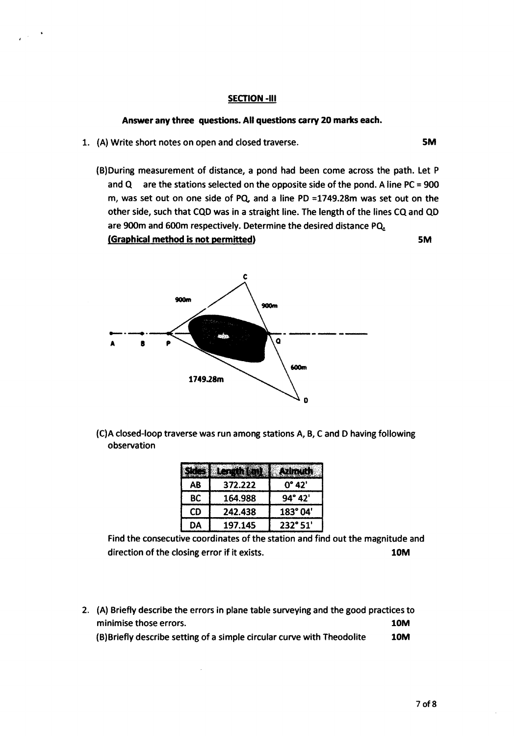**SECTION -III**

**Answer any three questions. All questions carry 20 marks each.**

1. (A) Write short notes on open and closed traverse. **5M**

   (B) During measurement of distance, a pond had been come across the path. Let P and Q are the stations selected on the opposite side of the pond. A line PC = 900 m, was set out on one side of PQ, and a line PD =1749.28m was set out on the other side, such that CQD was in a straight line. The length of the lines CQ and QD are 900m and 600m respectively. Determine the desired distance PQ.
   **(Graphical method is not permitted)** **5M**

   (C) A closed-loop traverse was run among stations A, B, C and D having following observation

| Sides | Length (m) | Azimuth |
|---|---|---|
| AB | 372.222 | 0° 42' |
| BC | 164.988 | 94° 42' |
| CD | 242.438 | 183° 04' |
| DA | 197.145 | 232° 51' |

   Find the consecutive coordinates of the station and find out the magnitude and direction of the closing error if it exists. **10M**

2. (A) Briefly describe the errors in plane table surveying and the good practices to minimise those errors. **10M**

   (B) Briefly describe setting of a simple circular curve with Theodolite **10M**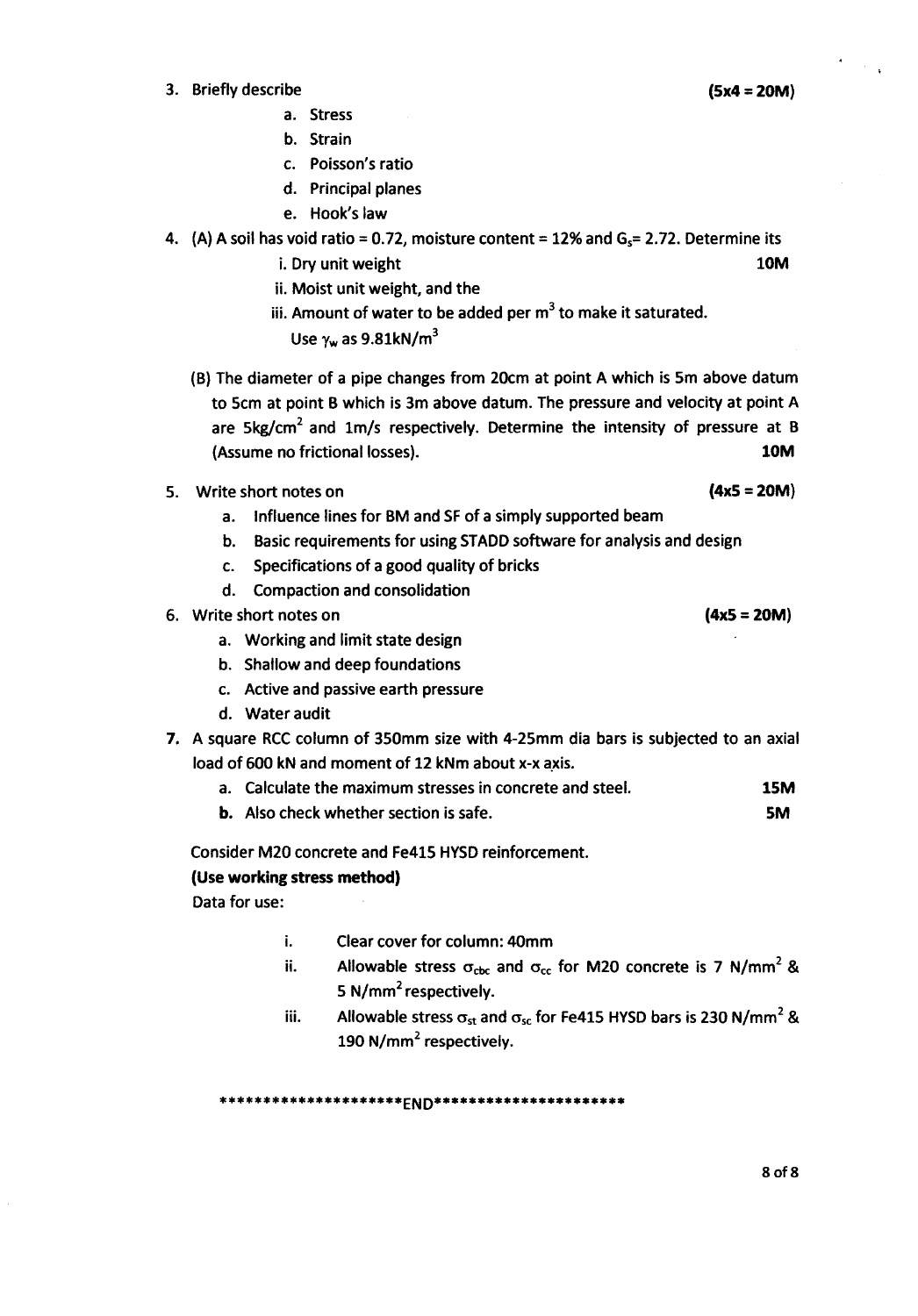3. Briefly describe **(5x4 = 20M)**
    a. Stress
    b. Strain
    c. Poisson's ratio
    d. Principal planes
    e. Hook's law

4. (A) A soil has void ratio = 0.72, moisture content = 12% and $G_s$= 2.72. Determine its
    i. Dry unit weight **10M**
    ii. Moist unit weight, and the
    iii. Amount of water to be added per $m^3$ to make it saturated.
    Use $\gamma_w$ as $9.81 kN/m^3$

    (B) The diameter of a pipe changes from 20cm at point A which is 5m above datum to 5cm at point B which is 3m above datum. The pressure and velocity at point A are $5 kg/cm^2$ and 1m/s respectively. Determine the intensity of pressure at B (Assume no frictional losses). **10M**

5. Write short notes on **(4x5 = 20M)**
    a. Influence lines for BM and SF of a simply supported beam
    b. Basic requirements for using STADD software for analysis and design
    c. Specifications of a good quality of bricks
    d. Compaction and consolidation

6. Write short notes on **(4x5 = 20M)**
    a. Working and limit state design
    b. Shallow and deep foundations
    c. Active and passive earth pressure
    d. Water audit

7. A square RCC column of 350mm size with 4-25mm dia bars is subjected to an axial load of 600 kN and moment of 12 kNm about x-x axis.
    a. Calculate the maximum stresses in concrete and steel. **15M**
    **b.** Also check whether section is safe. **5M**

    Consider M20 concrete and Fe415 HYSD reinforcement.
    **(Use working stress method)**
    Data for use:

    i. Clear cover for column: 40mm
    ii. Allowable stress $\sigma_{cbc}$ and $\sigma_{cc}$ for M20 concrete is 7 $N/mm^2$ & 5 $N/mm^2$ respectively.
    iii. Allowable stress $\sigma_{st}$ and $\sigma_{sc}$ for Fe415 HYSD bars is 230 $N/mm^2$ & 190 $N/mm^2$ respectively.

*********************END**********************